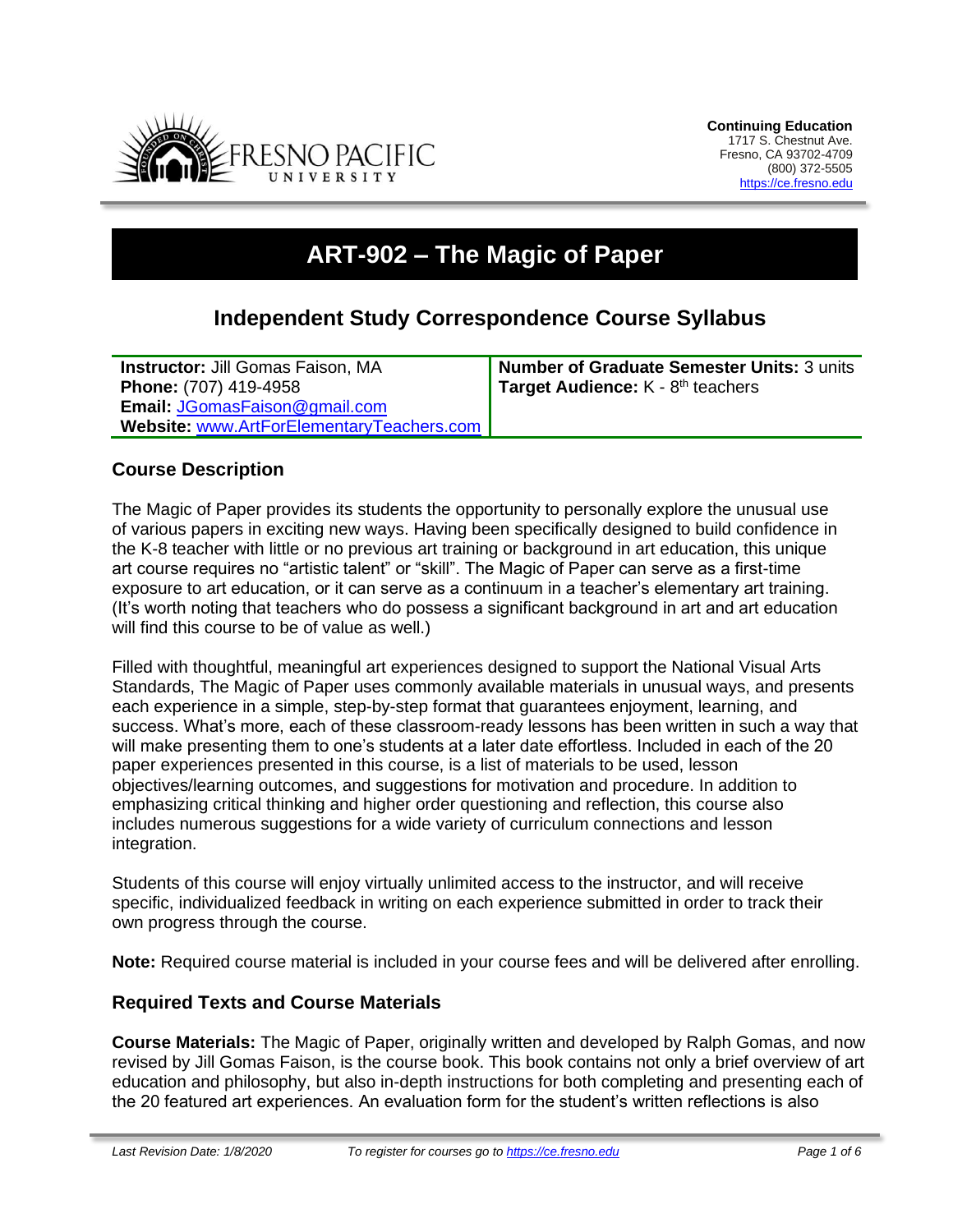**Continuing Education**
1717 S. Chestnut Ave.
Fresno, CA 93702-4709
(800) 372-5505
https://ce.fresno.edu

# ART-902 – The Magic of Paper

## Independent Study Correspondence Course Syllabus

| | |
|---|---|
| **Instructor:** Jill Gomas Faison, MA<br>**Phone:** (707) 419-4958<br>**Email:** JGomasFaison@gmail.com<br>**Website:** www.ArtForElementaryTeachers.com | **Number of Graduate Semester Units:** 3 units<br>**Target Audience:** K - 8th teachers |

### Course Description

The Magic of Paper provides its students the opportunity to personally explore the unusual use of various papers in exciting new ways. Having been specifically designed to build confidence in the K-8 teacher with little or no previous art training or background in art education, this unique art course requires no "artistic talent" or "skill". The Magic of Paper can serve as a first-time exposure to art education, or it can serve as a continuum in a teacher's elementary art training. (It's worth noting that teachers who do possess a significant background in art and art education will find this course to be of value as well.)

Filled with thoughtful, meaningful art experiences designed to support the National Visual Arts Standards, The Magic of Paper uses commonly available materials in unusual ways, and presents each experience in a simple, step-by-step format that guarantees enjoyment, learning, and success. What's more, each of these classroom-ready lessons has been written in such a way that will make presenting them to one's students at a later date effortless. Included in each of the 20 paper experiences presented in this course, is a list of materials to be used, lesson objectives/learning outcomes, and suggestions for motivation and procedure. In addition to emphasizing critical thinking and higher order questioning and reflection, this course also includes numerous suggestions for a wide variety of curriculum connections and lesson integration.

Students of this course will enjoy virtually unlimited access to the instructor, and will receive specific, individualized feedback in writing on each experience submitted in order to track their own progress through the course.

**Note:** Required course material is included in your course fees and will be delivered after enrolling.

### Required Texts and Course Materials

**Course Materials:** The Magic of Paper, originally written and developed by Ralph Gomas, and now revised by Jill Gomas Faison, is the course book. This book contains not only a brief overview of art education and philosophy, but also in-depth instructions for both completing and presenting each of the 20 featured art experiences. An evaluation form for the student's written reflections is also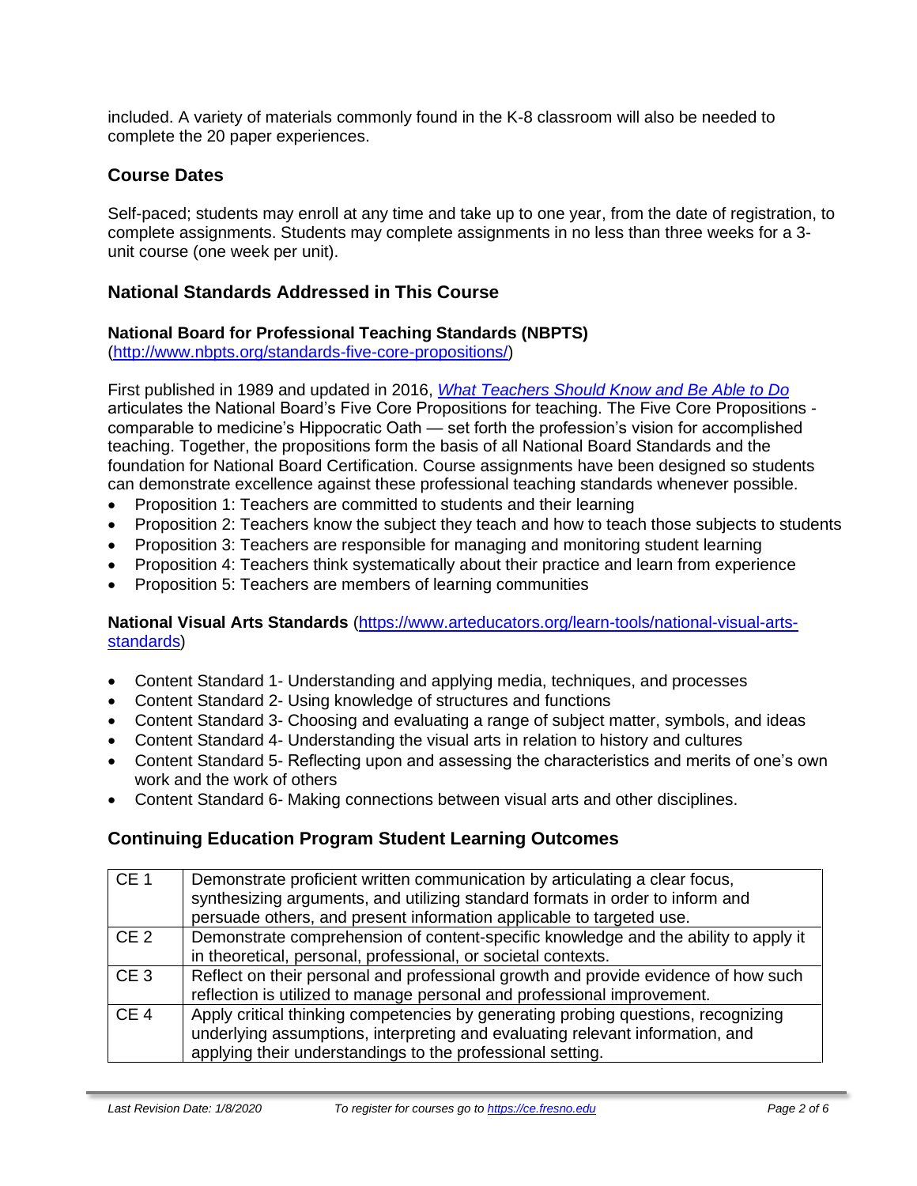included. A variety of materials commonly found in the K-8 classroom will also be needed to complete the 20 paper experiences.

## Course Dates

Self-paced; students may enroll at any time and take up to one year, from the date of registration, to complete assignments. Students may complete assignments in no less than three weeks for a 3-unit course (one week per unit).

## National Standards Addressed in This Course

**National Board for Professional Teaching Standards (NBPTS)**
([http://www.nbpts.org/standards-five-core-propositions/](http://www.nbpts.org/standards-five-core-propositions/))

First published in 1989 and updated in 2016, *What Teachers Should Know and Be Able to Do* articulates the National Board's Five Core Propositions for teaching. The Five Core Propositions - comparable to medicine's Hippocratic Oath — set forth the profession's vision for accomplished teaching. Together, the propositions form the basis of all National Board Standards and the foundation for National Board Certification. Course assignments have been designed so students can demonstrate excellence against these professional teaching standards whenever possible.

- Proposition 1: Teachers are committed to students and their learning
- Proposition 2: Teachers know the subject they teach and how to teach those subjects to students
- Proposition 3: Teachers are responsible for managing and monitoring student learning
- Proposition 4: Teachers think systematically about their practice and learn from experience
- Proposition 5: Teachers are members of learning communities

**National Visual Arts Standards** ([https://www.arteducators.org/learn-tools/national-visual-arts-standards](https://www.arteducators.org/learn-tools/national-visual-arts-standards))

- Content Standard 1- Understanding and applying media, techniques, and processes
- Content Standard 2- Using knowledge of structures and functions
- Content Standard 3- Choosing and evaluating a range of subject matter, symbols, and ideas
- Content Standard 4- Understanding the visual arts in relation to history and cultures
- Content Standard 5- Reflecting upon and assessing the characteristics and merits of one's own work and the work of others
- Content Standard 6- Making connections between visual arts and other disciplines.

## Continuing Education Program Student Learning Outcomes

| | |
|---|---|
| CE 1 | Demonstrate proficient written communication by articulating a clear focus, synthesizing arguments, and utilizing standard formats in order to inform and persuade others, and present information applicable to targeted use. |
| CE 2 | Demonstrate comprehension of content-specific knowledge and the ability to apply it in theoretical, personal, professional, or societal contexts. |
| CE 3 | Reflect on their personal and professional growth and provide evidence of how such reflection is utilized to manage personal and professional improvement. |
| CE 4 | Apply critical thinking competencies by generating probing questions, recognizing underlying assumptions, interpreting and evaluating relevant information, and applying their understandings to the professional setting. |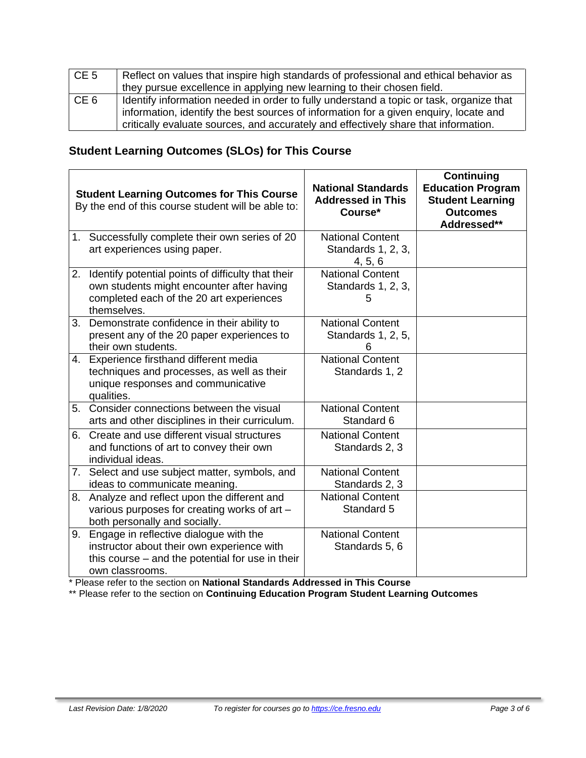| CE 5 | Reflect on values that inspire high standards of professional and ethical behavior as they pursue excellence in applying new learning to their chosen field. |
|---|---|
| CE 6 | Identify information needed in order to fully understand a topic or task, organize that information, identify the best sources of information for a given enquiry, locate and critically evaluate sources, and accurately and effectively share that information. |

## Student Learning Outcomes (SLOs) for This Course

| **Student Learning Outcomes for This Course** By the end of this course student will be able to: | **National Standards Addressed in This Course*** | **Continuing Education Program Student Learning Outcomes Addressed**** |
|---|---|---|
| 1. Successfully complete their own series of 20 art experiences using paper. | National Content Standards 1, 2, 3, 4, 5, 6 | |
| 2. Identify potential points of difficulty that their own students might encounter after having completed each of the 20 art experiences themselves. | National Content Standards 1, 2, 3, 5 | |
| 3. Demonstrate confidence in their ability to present any of the 20 paper experiences to their own students. | National Content Standards 1, 2, 5, 6 | |
| 4. Experience firsthand different media techniques and processes, as well as their unique responses and communicative qualities. | National Content Standards 1, 2 | |
| 5. Consider connections between the visual arts and other disciplines in their curriculum. | National Content Standard 6 | |
| 6. Create and use different visual structures and functions of art to convey their own individual ideas. | National Content Standards 2, 3 | |
| 7. Select and use subject matter, symbols, and ideas to communicate meaning. | National Content Standards 2, 3 | |
| 8. Analyze and reflect upon the different and various purposes for creating works of art – both personally and socially. | National Content Standard 5 | |
| 9. Engage in reflective dialogue with the instructor about their own experience with this course – and the potential for use in their own classrooms. | National Content Standards 5, 6 | |

* Please refer to the section on **National Standards Addressed in This Course**

** Please refer to the section on **Continuing Education Program Student Learning Outcomes**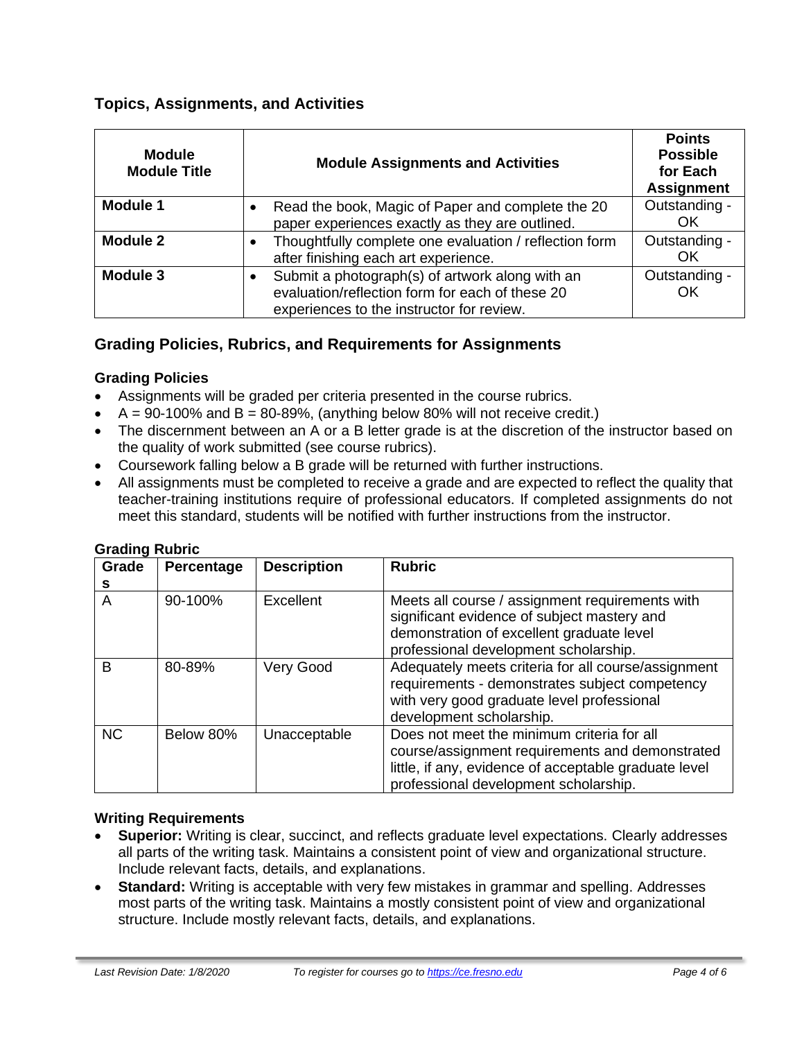## Topics, Assignments, and Activities

| Module Module Title | Module Assignments and Activities | Points Possible for Each Assignment |
|---|---|---|
| **Module 1** | • Read the book, Magic of Paper and complete the 20 paper experiences exactly as they are outlined. | Outstanding - OK |
| **Module 2** | • Thoughtfully complete one evaluation / reflection form after finishing each art experience. | Outstanding - OK |
| **Module 3** | • Submit a photograph(s) of artwork along with an evaluation/reflection form for each of these 20 experiences to the instructor for review. | Outstanding - OK |

## Grading Policies, Rubrics, and Requirements for Assignments

### Grading Policies

- Assignments will be graded per criteria presented in the course rubrics.
- A = 90-100% and B = 80-89%, (anything below 80% will not receive credit.)
- The discernment between an A or a B letter grade is at the discretion of the instructor based on the quality of work submitted (see course rubrics).
- Coursework falling below a B grade will be returned with further instructions.
- All assignments must be completed to receive a grade and are expected to reflect the quality that teacher-training institutions require of professional educators. If completed assignments do not meet this standard, students will be notified with further instructions from the instructor.

### Grading Rubric

| Grades | Percentage | Description | Rubric |
|---|---|---|---|
| A | 90-100% | Excellent | Meets all course / assignment requirements with significant evidence of subject mastery and demonstration of excellent graduate level professional development scholarship. |
| B | 80-89% | Very Good | Adequately meets criteria for all course/assignment requirements - demonstrates subject competency with very good graduate level professional development scholarship. |
| NC | Below 80% | Unacceptable | Does not meet the minimum criteria for all course/assignment requirements and demonstrated little, if any, evidence of acceptable graduate level professional development scholarship. |

### Writing Requirements

- **Superior:** Writing is clear, succinct, and reflects graduate level expectations. Clearly addresses all parts of the writing task. Maintains a consistent point of view and organizational structure. Include relevant facts, details, and explanations.
- **Standard:** Writing is acceptable with very few mistakes in grammar and spelling. Addresses most parts of the writing task. Maintains a mostly consistent point of view and organizational structure. Include mostly relevant facts, details, and explanations.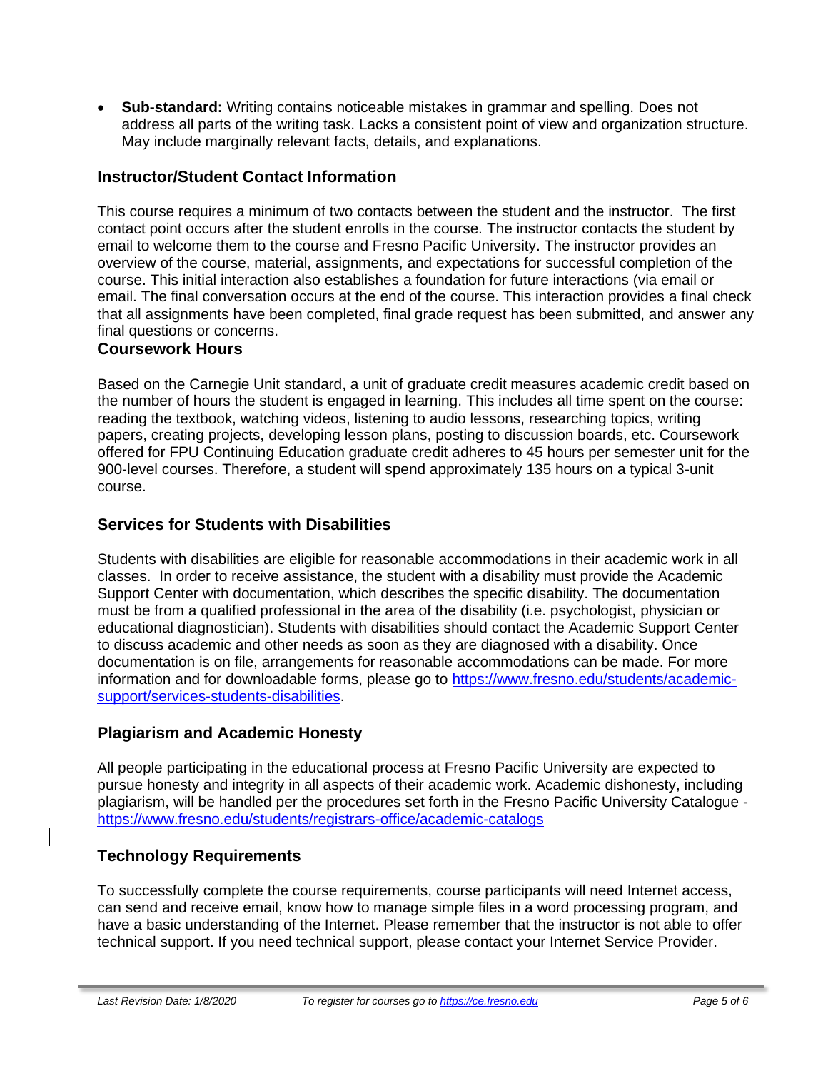- **Sub-standard:** Writing contains noticeable mistakes in grammar and spelling. Does not address all parts of the writing task. Lacks a consistent point of view and organization structure. May include marginally relevant facts, details, and explanations.

## Instructor/Student Contact Information

This course requires a minimum of two contacts between the student and the instructor. The first contact point occurs after the student enrolls in the course. The instructor contacts the student by email to welcome them to the course and Fresno Pacific University. The instructor provides an overview of the course, material, assignments, and expectations for successful completion of the course. This initial interaction also establishes a foundation for future interactions (via email or email. The final conversation occurs at the end of the course. This interaction provides a final check that all assignments have been completed, final grade request has been submitted, and answer any final questions or concerns.

## Coursework Hours

Based on the Carnegie Unit standard, a unit of graduate credit measures academic credit based on the number of hours the student is engaged in learning. This includes all time spent on the course: reading the textbook, watching videos, listening to audio lessons, researching topics, writing papers, creating projects, developing lesson plans, posting to discussion boards, etc. Coursework offered for FPU Continuing Education graduate credit adheres to 45 hours per semester unit for the 900-level courses. Therefore, a student will spend approximately 135 hours on a typical 3-unit course.

## Services for Students with Disabilities

Students with disabilities are eligible for reasonable accommodations in their academic work in all classes. In order to receive assistance, the student with a disability must provide the Academic Support Center with documentation, which describes the specific disability. The documentation must be from a qualified professional in the area of the disability (i.e. psychologist, physician or educational diagnostician). Students with disabilities should contact the Academic Support Center to discuss academic and other needs as soon as they are diagnosed with a disability. Once documentation is on file, arrangements for reasonable accommodations can be made. For more information and for downloadable forms, please go to https://www.fresno.edu/students/academic-support/services-students-disabilities.

## Plagiarism and Academic Honesty

All people participating in the educational process at Fresno Pacific University are expected to pursue honesty and integrity in all aspects of their academic work. Academic dishonesty, including plagiarism, will be handled per the procedures set forth in the Fresno Pacific University Catalogue - https://www.fresno.edu/students/registrars-office/academic-catalogs

## Technology Requirements

To successfully complete the course requirements, course participants will need Internet access, can send and receive email, know how to manage simple files in a word processing program, and have a basic understanding of the Internet. Please remember that the instructor is not able to offer technical support. If you need technical support, please contact your Internet Service Provider.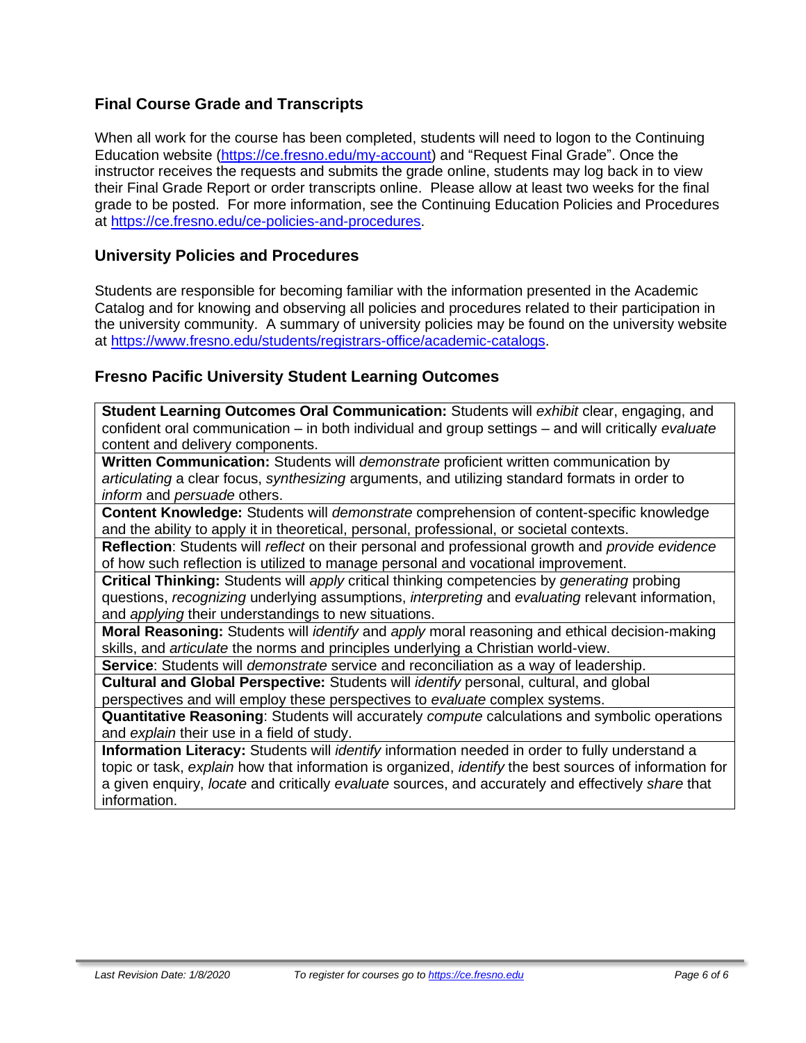## Final Course Grade and Transcripts

When all work for the course has been completed, students will need to logon to the Continuing Education website ([https://ce.fresno.edu/my-account](https://ce.fresno.edu/my-account)) and "Request Final Grade". Once the instructor receives the requests and submits the grade online, students may log back in to view their Final Grade Report or order transcripts online. Please allow at least two weeks for the final grade to be posted. For more information, see the Continuing Education Policies and Procedures at [https://ce.fresno.edu/ce-policies-and-procedures](https://ce.fresno.edu/ce-policies-and-procedures).

## University Policies and Procedures

Students are responsible for becoming familiar with the information presented in the Academic Catalog and for knowing and observing all policies and procedures related to their participation in the university community. A summary of university policies may be found on the university website at [https://www.fresno.edu/students/registrars-office/academic-catalogs](https://www.fresno.edu/students/registrars-office/academic-catalogs).

## Fresno Pacific University Student Learning Outcomes

| |
|---|
| **Student Learning Outcomes Oral Communication:** Students will *exhibit* clear, engaging, and confident oral communication – in both individual and group settings – and will critically *evaluate* content and delivery components. |
| **Written Communication:** Students will *demonstrate* proficient written communication by *articulating* a clear focus, *synthesizing* arguments, and utilizing standard formats in order to *inform* and *persuade* others. |
| **Content Knowledge:** Students will *demonstrate* comprehension of content-specific knowledge and the ability to apply it in theoretical, personal, professional, or societal contexts. |
| **Reflection**: Students will *reflect* on their personal and professional growth and *provide evidence* of how such reflection is utilized to manage personal and vocational improvement. |
| **Critical Thinking:** Students will *apply* critical thinking competencies by *generating* probing questions, *recognizing* underlying assumptions, *interpreting* and *evaluating* relevant information, and *applying* their understandings to new situations. |
| **Moral Reasoning:** Students will *identify* and *apply* moral reasoning and ethical decision-making skills, and *articulate* the norms and principles underlying a Christian world-view. |
| **Service**: Students will *demonstrate* service and reconciliation as a way of leadership. |
| **Cultural and Global Perspective:** Students will *identify* personal, cultural, and global perspectives and will employ these perspectives to *evaluate* complex systems. |
| **Quantitative Reasoning**: Students will accurately *compute* calculations and symbolic operations and *explain* their use in a field of study. |
| **Information Literacy:** Students will *identify* information needed in order to fully understand a topic or task, *explain* how that information is organized, *identify* the best sources of information for a given enquiry, *locate* and critically *evaluate* sources, and accurately and effectively *share* that information. |